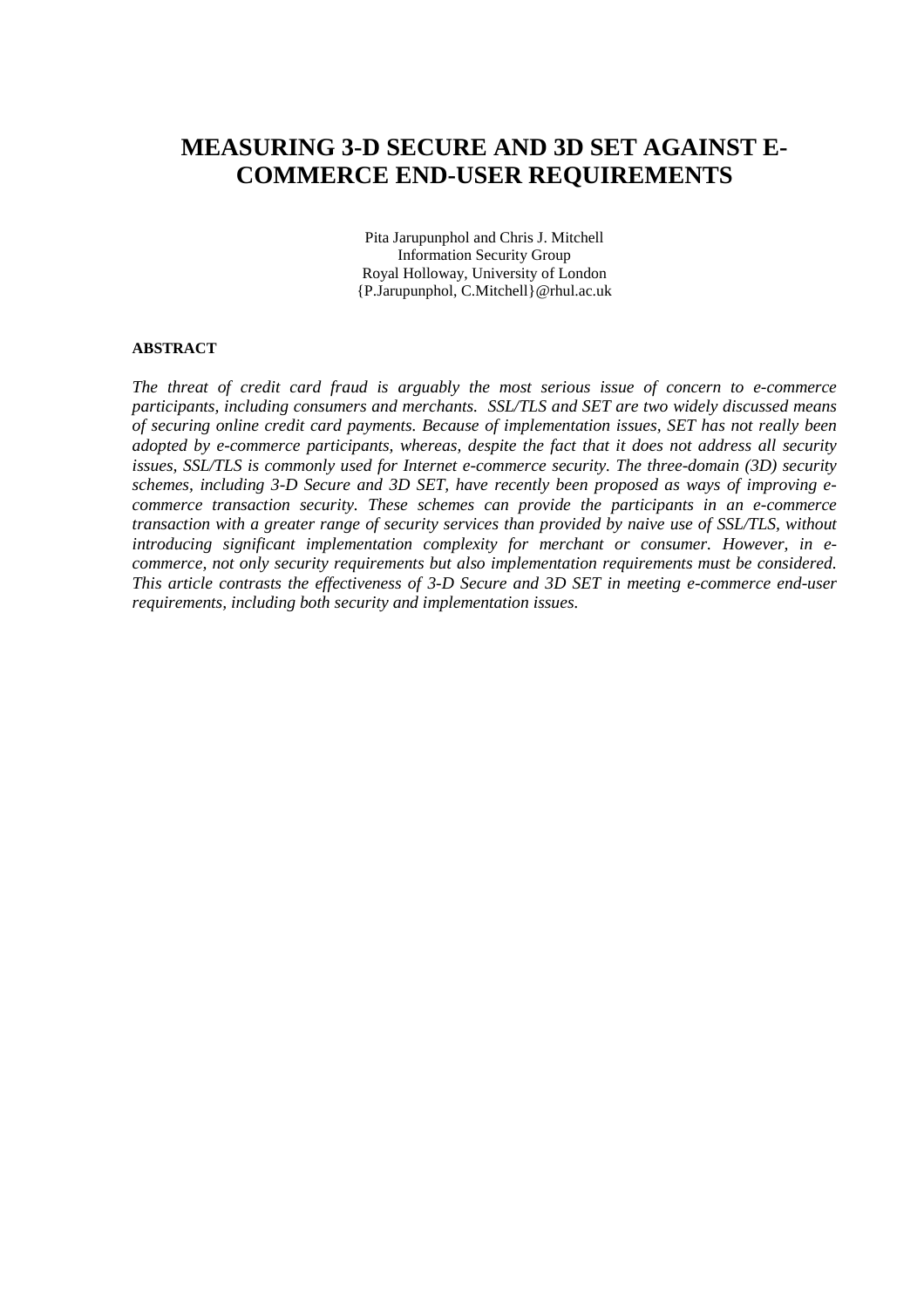# MEASURING 3-D SECURE AND 3D SET AGAINST E-COMMERCE END-USER REQUIREMENTS

Pita Jarupunphol and Chris J. Mitchell
Information Security Group
Royal Holloway, University of London
{P.Jarupunphol, C.Mitchell}@rhul.ac.uk

**ABSTRACT**

*The threat of credit card fraud is arguably the most serious issue of concern to e-commerce participants, including consumers and merchants. SSL/TLS and SET are two widely discussed means of securing online credit card payments. Because of implementation issues, SET has not really been adopted by e-commerce participants, whereas, despite the fact that it does not address all security issues, SSL/TLS is commonly used for Internet e-commerce security. The three-domain (3D) security schemes, including 3-D Secure and 3D SET, have recently been proposed as ways of improving e-commerce transaction security. These schemes can provide the participants in an e-commerce transaction with a greater range of security services than provided by naive use of SSL/TLS, without introducing significant implementation complexity for merchant or consumer. However, in e-commerce, not only security requirements but also implementation requirements must be considered. This article contrasts the effectiveness of 3-D Secure and 3D SET in meeting e-commerce end-user requirements, including both security and implementation issues.*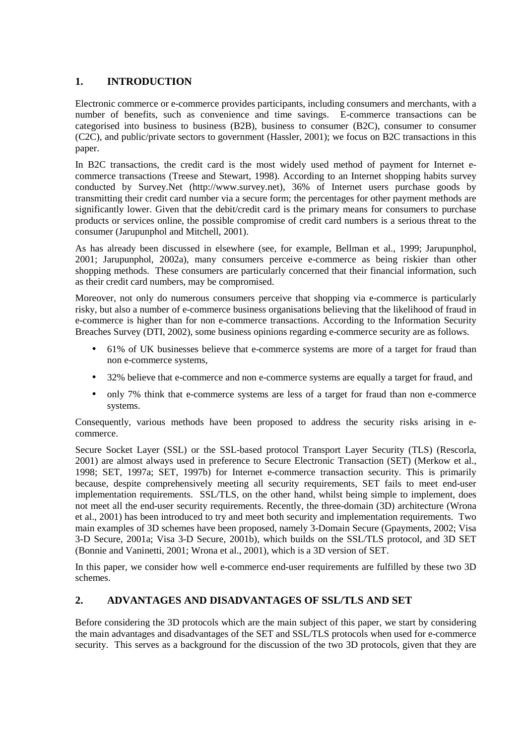## 1. INTRODUCTION

Electronic commerce or e-commerce provides participants, including consumers and merchants, with a number of benefits, such as convenience and time savings. E-commerce transactions can be categorised into business to business (B2B), business to consumer (B2C), consumer to consumer (C2C), and public/private sectors to government (Hassler, 2001); we focus on B2C transactions in this paper.

In B2C transactions, the credit card is the most widely used method of payment for Internet e-commerce transactions (Treese and Stewart, 1998). According to an Internet shopping habits survey conducted by Survey.Net (http://www.survey.net), 36% of Internet users purchase goods by transmitting their credit card number via a secure form; the percentages for other payment methods are significantly lower. Given that the debit/credit card is the primary means for consumers to purchase products or services online, the possible compromise of credit card numbers is a serious threat to the consumer (Jarupunphol and Mitchell, 2001).

As has already been discussed in elsewhere (see, for example, Bellman et al., 1999; Jarupunphol, 2001; Jarupunphol, 2002a), many consumers perceive e-commerce as being riskier than other shopping methods. These consumers are particularly concerned that their financial information, such as their credit card numbers, may be compromised.

Moreover, not only do numerous consumers perceive that shopping via e-commerce is particularly risky, but also a number of e-commerce business organisations believing that the likelihood of fraud in e-commerce is higher than for non e-commerce transactions. According to the Information Security Breaches Survey (DTI, 2002), some business opinions regarding e-commerce security are as follows.

- 61% of UK businesses believe that e-commerce systems are more of a target for fraud than non e-commerce systems,
- 32% believe that e-commerce and non e-commerce systems are equally a target for fraud, and
- only 7% think that e-commerce systems are less of a target for fraud than non e-commerce systems.

Consequently, various methods have been proposed to address the security risks arising in e-commerce.

Secure Socket Layer (SSL) or the SSL-based protocol Transport Layer Security (TLS) (Rescorla, 2001) are almost always used in preference to Secure Electronic Transaction (SET) (Merkow et al., 1998; SET, 1997a; SET, 1997b) for Internet e-commerce transaction security. This is primarily because, despite comprehensively meeting all security requirements, SET fails to meet end-user implementation requirements. SSL/TLS, on the other hand, whilst being simple to implement, does not meet all the end-user security requirements. Recently, the three-domain (3D) architecture (Wrona et al., 2001) has been introduced to try and meet both security and implementation requirements. Two main examples of 3D schemes have been proposed, namely 3-Domain Secure (Gpayments, 2002; Visa 3-D Secure, 2001a; Visa 3-D Secure, 2001b), which builds on the SSL/TLS protocol, and 3D SET (Bonnie and Vaninetti, 2001; Wrona et al., 2001), which is a 3D version of SET.

In this paper, we consider how well e-commerce end-user requirements are fulfilled by these two 3D schemes.

## 2. ADVANTAGES AND DISADVANTAGES OF SSL/TLS AND SET

Before considering the 3D protocols which are the main subject of this paper, we start by considering the main advantages and disadvantages of the SET and SSL/TLS protocols when used for e-commerce security. This serves as a background for the discussion of the two 3D protocols, given that they are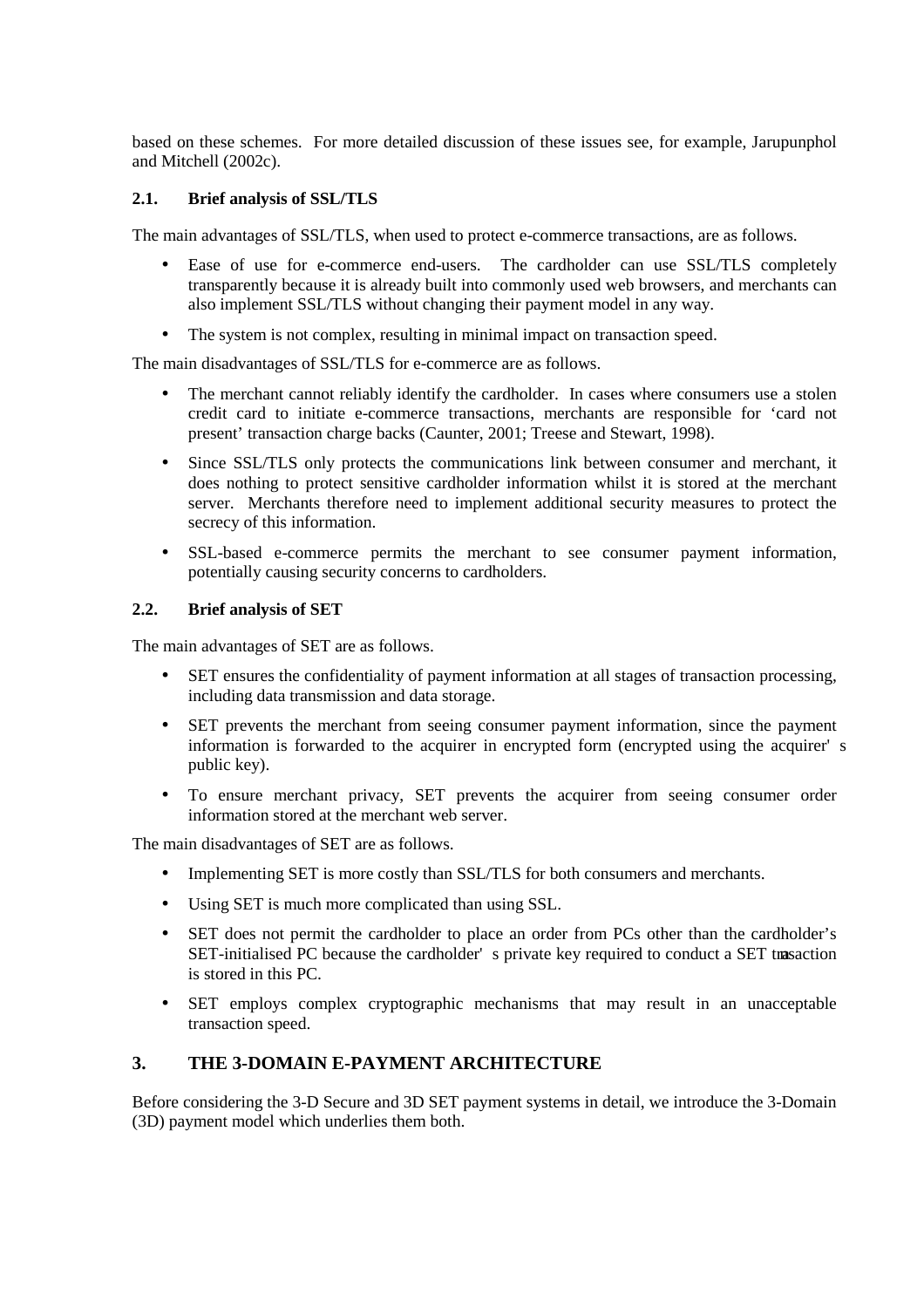based on these schemes. For more detailed discussion of these issues see, for example, Jarupunphol and Mitchell (2002c).

### 2.1. Brief analysis of SSL/TLS

The main advantages of SSL/TLS, when used to protect e-commerce transactions, are as follows.

- Ease of use for e-commerce end-users. The cardholder can use SSL/TLS completely transparently because it is already built into commonly used web browsers, and merchants can also implement SSL/TLS without changing their payment model in any way.
- The system is not complex, resulting in minimal impact on transaction speed.

The main disadvantages of SSL/TLS for e-commerce are as follows.

- The merchant cannot reliably identify the cardholder. In cases where consumers use a stolen credit card to initiate e-commerce transactions, merchants are responsible for 'card not present' transaction charge backs (Caunter, 2001; Treese and Stewart, 1998).
- Since SSL/TLS only protects the communications link between consumer and merchant, it does nothing to protect sensitive cardholder information whilst it is stored at the merchant server. Merchants therefore need to implement additional security measures to protect the secrecy of this information.
- SSL-based e-commerce permits the merchant to see consumer payment information, potentially causing security concerns to cardholders.

### 2.2. Brief analysis of SET

The main advantages of SET are as follows.

- SET ensures the confidentiality of payment information at all stages of transaction processing, including data transmission and data storage.
- SET prevents the merchant from seeing consumer payment information, since the payment information is forwarded to the acquirer in encrypted form (encrypted using the acquirer's public key).
- To ensure merchant privacy, SET prevents the acquirer from seeing consumer order information stored at the merchant web server.

The main disadvantages of SET are as follows.

- Implementing SET is more costly than SSL/TLS for both consumers and merchants.
- Using SET is much more complicated than using SSL.
- SET does not permit the cardholder to place an order from PCs other than the cardholder's SET-initialised PC because the cardholder's private key required to conduct a SET transaction is stored in this PC.
- SET employs complex cryptographic mechanisms that may result in an unacceptable transaction speed.

## 3. THE 3-DOMAIN E-PAYMENT ARCHITECTURE

Before considering the 3-D Secure and 3D SET payment systems in detail, we introduce the 3-Domain (3D) payment model which underlies them both.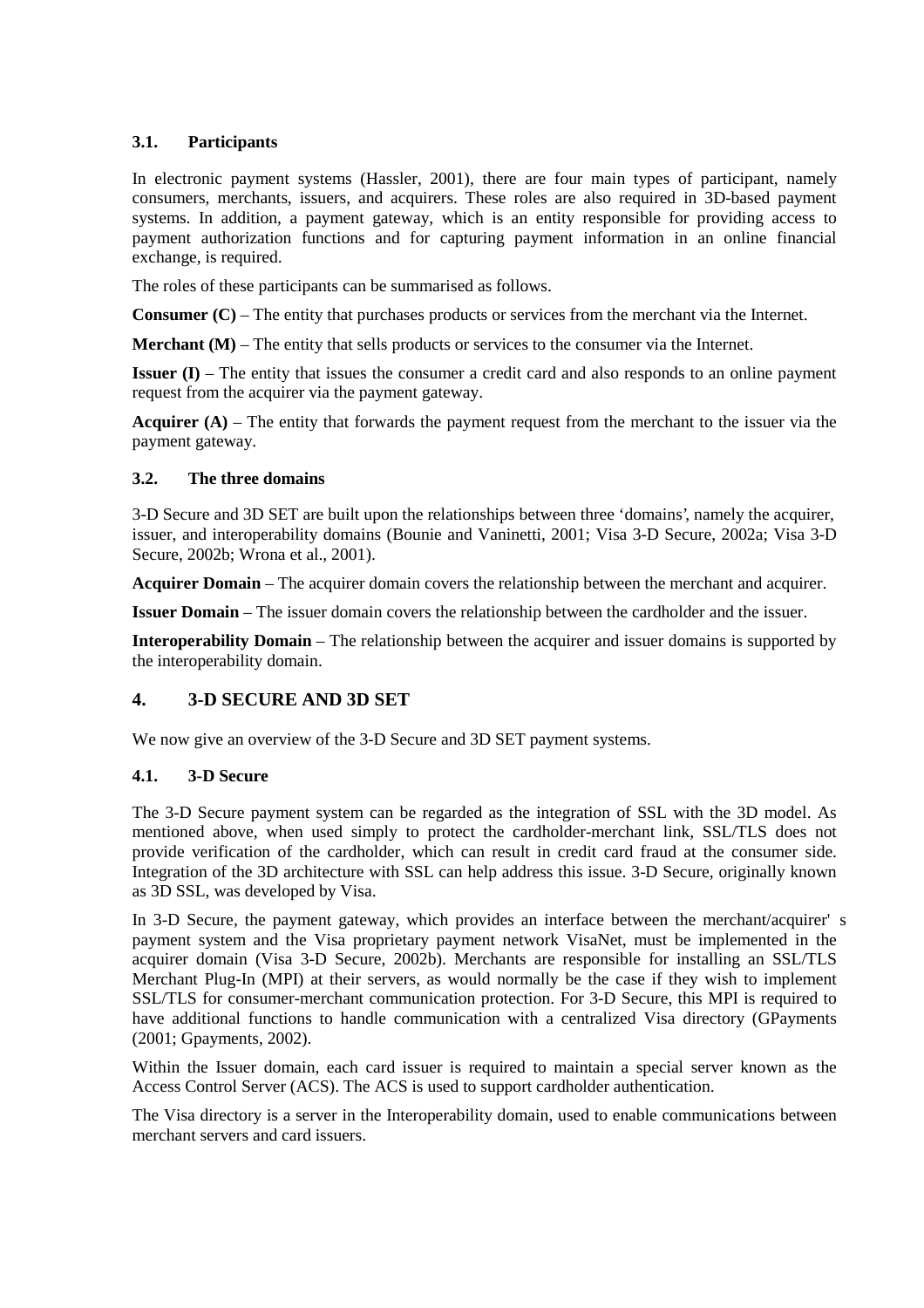### 3.1. Participants

In electronic payment systems (Hassler, 2001), there are four main types of participant, namely consumers, merchants, issuers, and acquirers. These roles are also required in 3D-based payment systems. In addition, a payment gateway, which is an entity responsible for providing access to payment authorization functions and for capturing payment information in an online financial exchange, is required.

The roles of these participants can be summarised as follows.

**Consumer (C)** – The entity that purchases products or services from the merchant via the Internet.

**Merchant (M)** – The entity that sells products or services to the consumer via the Internet.

**Issuer (I)** – The entity that issues the consumer a credit card and also responds to an online payment request from the acquirer via the payment gateway.

**Acquirer (A)** – The entity that forwards the payment request from the merchant to the issuer via the payment gateway.

### 3.2. The three domains

3-D Secure and 3D SET are built upon the relationships between three 'domains', namely the acquirer, issuer, and interoperability domains (Bounie and Vaninetti, 2001; Visa 3-D Secure, 2002a; Visa 3-D Secure, 2002b; Wrona et al., 2001).

**Acquirer Domain** – The acquirer domain covers the relationship between the merchant and acquirer.

**Issuer Domain** – The issuer domain covers the relationship between the cardholder and the issuer.

**Interoperability Domain** – The relationship between the acquirer and issuer domains is supported by the interoperability domain.

## 4. 3-D SECURE AND 3D SET

We now give an overview of the 3-D Secure and 3D SET payment systems.

### 4.1. 3-D Secure

The 3-D Secure payment system can be regarded as the integration of SSL with the 3D model. As mentioned above, when used simply to protect the cardholder-merchant link, SSL/TLS does not provide verification of the cardholder, which can result in credit card fraud at the consumer side. Integration of the 3D architecture with SSL can help address this issue. 3-D Secure, originally known as 3D SSL, was developed by Visa.

In 3-D Secure, the payment gateway, which provides an interface between the merchant/acquirer's payment system and the Visa proprietary payment network VisaNet, must be implemented in the acquirer domain (Visa 3-D Secure, 2002b). Merchants are responsible for installing an SSL/TLS Merchant Plug-In (MPI) at their servers, as would normally be the case if they wish to implement SSL/TLS for consumer-merchant communication protection. For 3-D Secure, this MPI is required to have additional functions to handle communication with a centralized Visa directory (GPayments (2001; Gpayments, 2002).

Within the Issuer domain, each card issuer is required to maintain a special server known as the Access Control Server (ACS). The ACS is used to support cardholder authentication.

The Visa directory is a server in the Interoperability domain, used to enable communications between merchant servers and card issuers.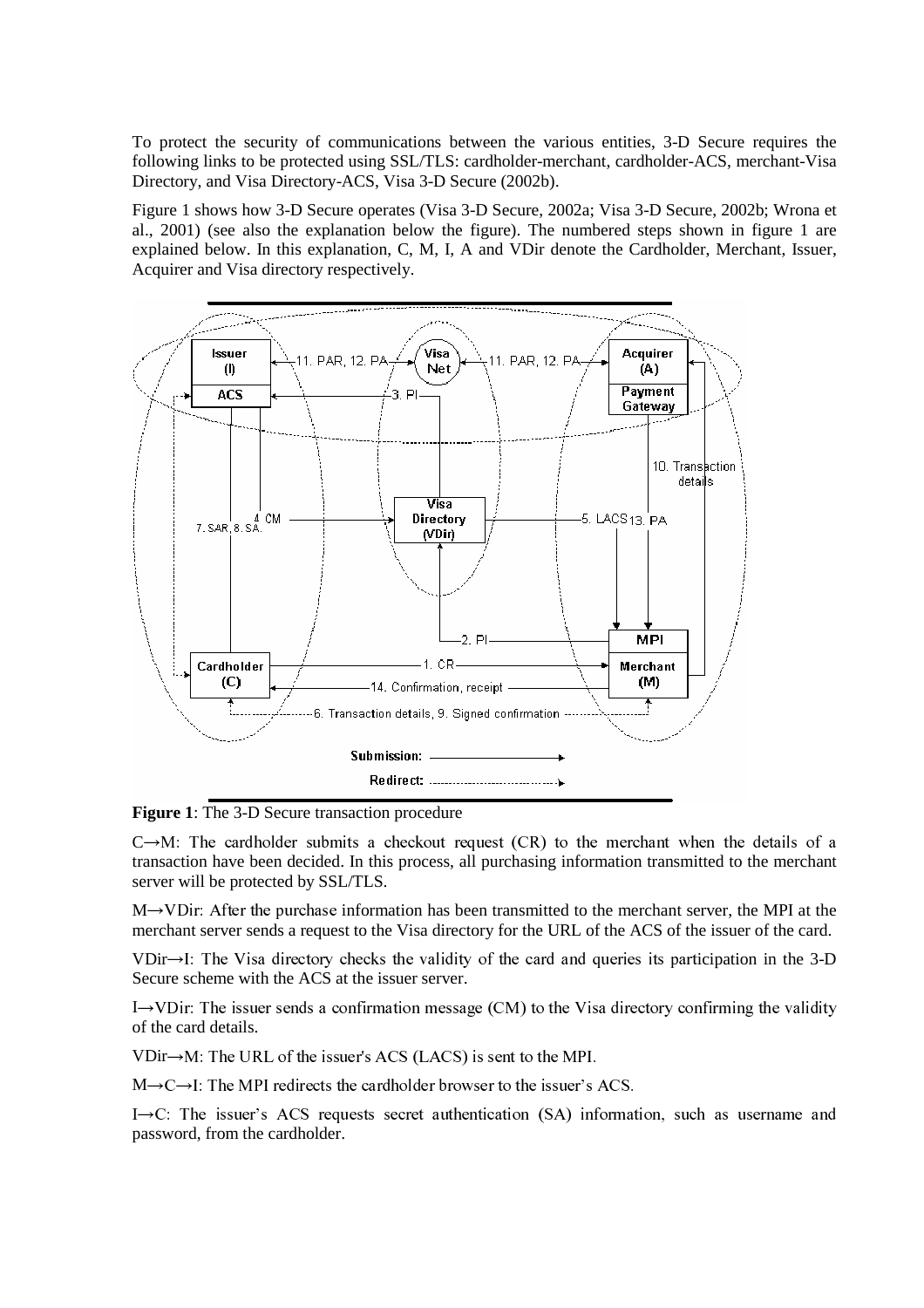To protect the security of communications between the various entities, 3-D Secure requires the following links to be protected using SSL/TLS: cardholder-merchant, cardholder-ACS, merchant-Visa Directory, and Visa Directory-ACS, Visa 3-D Secure (2002b).

Figure 1 shows how 3-D Secure operates (Visa 3-D Secure, 2002a; Visa 3-D Secure, 2002b; Wrona et al., 2001) (see also the explanation below the figure). The numbered steps shown in figure 1 are explained below. In this explanation, C, M, I, A and VDir denote the Cardholder, Merchant, Issuer, Acquirer and Visa directory respectively.

**Figure 1**: The 3-D Secure transaction procedure

C→M: The cardholder submits a checkout request (CR) to the merchant when the details of a transaction have been decided. In this process, all purchasing information transmitted to the merchant server will be protected by SSL/TLS.

M→VDir: After the purchase information has been transmitted to the merchant server, the MPI at the merchant server sends a request to the Visa directory for the URL of the ACS of the issuer of the card.

VDir→I: The Visa directory checks the validity of the card and queries its participation in the 3-D Secure scheme with the ACS at the issuer server.

I→VDir: The issuer sends a confirmation message (CM) to the Visa directory confirming the validity of the card details.

VDir→M: The URL of the issuer's ACS (LACS) is sent to the MPI.

M→C→I: The MPI redirects the cardholder browser to the issuer's ACS.

I→C: The issuer's ACS requests secret authentication (SA) information, such as username and password, from the cardholder.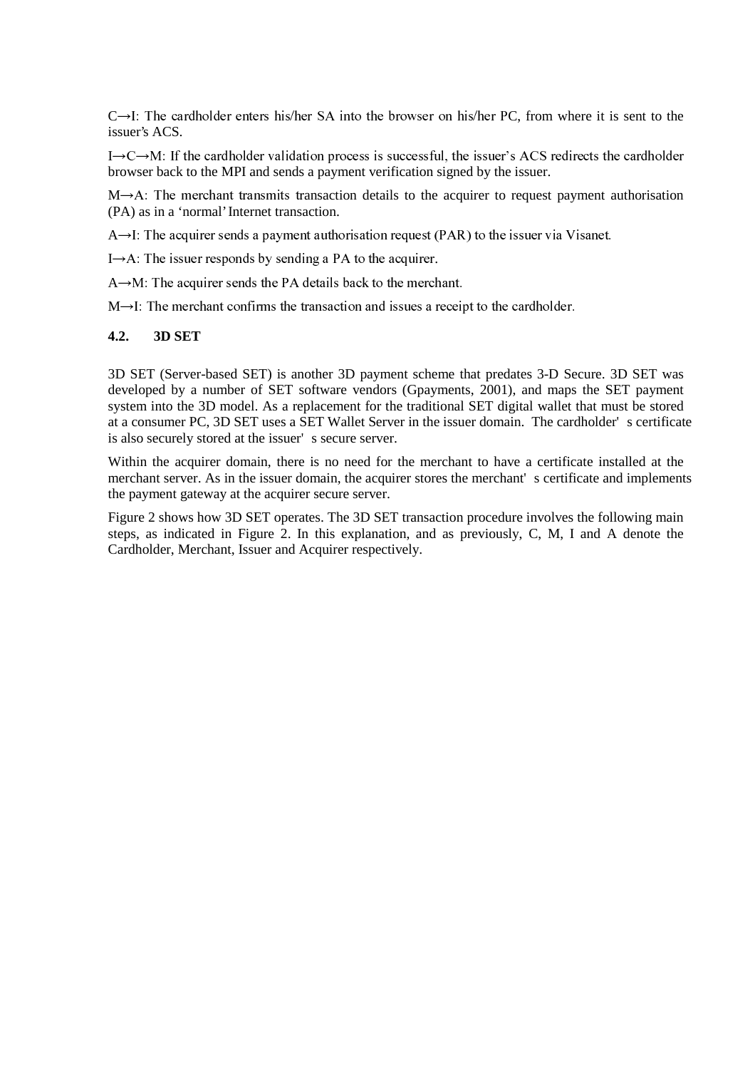C→I: The cardholder enters his/her SA into the browser on his/her PC, from where it is sent to the issuer's ACS.

I→C→M: If the cardholder validation process is successful, the issuer's ACS redirects the cardholder browser back to the MPI and sends a payment verification signed by the issuer.

M→A: The merchant transmits transaction details to the acquirer to request payment authorisation (PA) as in a 'normal' Internet transaction.

A→I: The acquirer sends a payment authorisation request (PAR) to the issuer via Visanet.

I→A: The issuer responds by sending a PA to the acquirer.

A→M: The acquirer sends the PA details back to the merchant.

M→I: The merchant confirms the transaction and issues a receipt to the cardholder.

### 4.2. 3D SET

3D SET (Server-based SET) is another 3D payment scheme that predates 3-D Secure. 3D SET was developed by a number of SET software vendors (Gpayments, 2001), and maps the SET payment system into the 3D model. As a replacement for the traditional SET digital wallet that must be stored at a consumer PC, 3D SET uses a SET Wallet Server in the issuer domain. The cardholder's certificate is also securely stored at the issuer's secure server.

Within the acquirer domain, there is no need for the merchant to have a certificate installed at the merchant server. As in the issuer domain, the acquirer stores the merchant's certificate and implements the payment gateway at the acquirer secure server.

Figure 2 shows how 3D SET operates. The 3D SET transaction procedure involves the following main steps, as indicated in Figure 2. In this explanation, and as previously, C, M, I and A denote the Cardholder, Merchant, Issuer and Acquirer respectively.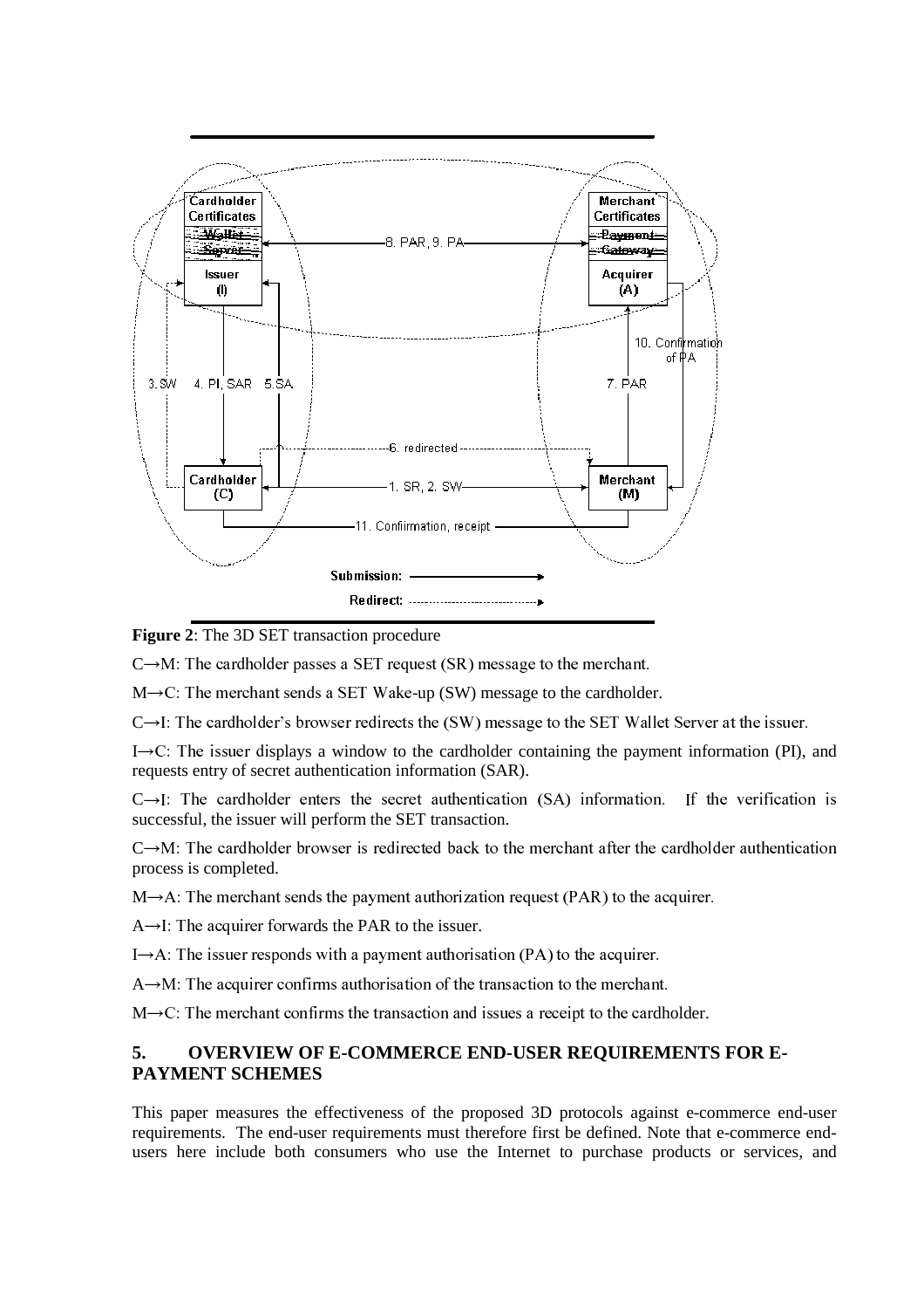**Figure 2**: The 3D SET transaction procedure

C→M: The cardholder passes a SET request (SR) message to the merchant.

M→C: The merchant sends a SET Wake-up (SW) message to the cardholder.

C→I: The cardholder's browser redirects the (SW) message to the SET Wallet Server at the issuer.

I→C: The issuer displays a window to the cardholder containing the payment information (PI), and requests entry of secret authentication information (SAR).

C→I: The cardholder enters the secret authentication (SA) information. If the verification is successful, the issuer will perform the SET transaction.

C→M: The cardholder browser is redirected back to the merchant after the cardholder authentication process is completed.

M→A: The merchant sends the payment authorization request (PAR) to the acquirer.

A→I: The acquirer forwards the PAR to the issuer.

I→A: The issuer responds with a payment authorisation (PA) to the acquirer.

A→M: The acquirer confirms authorisation of the transaction to the merchant.

M→C: The merchant confirms the transaction and issues a receipt to the cardholder.

## 5. OVERVIEW OF E-COMMERCE END-USER REQUIREMENTS FOR E-PAYMENT SCHEMES

This paper measures the effectiveness of the proposed 3D protocols against e-commerce end-user requirements. The end-user requirements must therefore first be defined. Note that e-commerce end-users here include both consumers who use the Internet to purchase products or services, and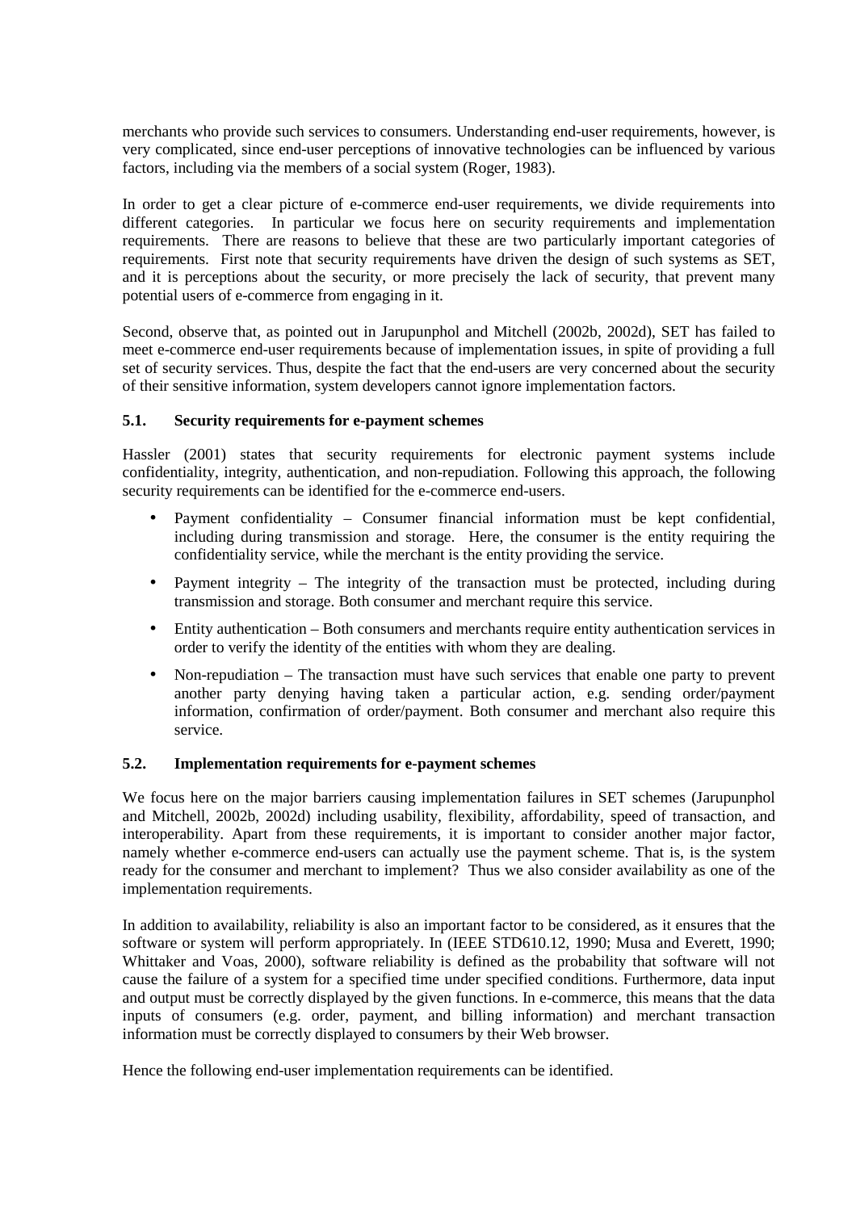merchants who provide such services to consumers. Understanding end-user requirements, however, is very complicated, since end-user perceptions of innovative technologies can be influenced by various factors, including via the members of a social system (Roger, 1983).

In order to get a clear picture of e-commerce end-user requirements, we divide requirements into different categories. In particular we focus here on security requirements and implementation requirements. There are reasons to believe that these are two particularly important categories of requirements. First note that security requirements have driven the design of such systems as SET, and it is perceptions about the security, or more precisely the lack of security, that prevent many potential users of e-commerce from engaging in it.

Second, observe that, as pointed out in Jarupunphol and Mitchell (2002b, 2002d), SET has failed to meet e-commerce end-user requirements because of implementation issues, in spite of providing a full set of security services. Thus, despite the fact that the end-users are very concerned about the security of their sensitive information, system developers cannot ignore implementation factors.

### 5.1. Security requirements for e-payment schemes

Hassler (2001) states that security requirements for electronic payment systems include confidentiality, integrity, authentication, and non-repudiation. Following this approach, the following security requirements can be identified for the e-commerce end-users.

- Payment confidentiality – Consumer financial information must be kept confidential, including during transmission and storage. Here, the consumer is the entity requiring the confidentiality service, while the merchant is the entity providing the service.
- Payment integrity – The integrity of the transaction must be protected, including during transmission and storage. Both consumer and merchant require this service.
- Entity authentication – Both consumers and merchants require entity authentication services in order to verify the identity of the entities with whom they are dealing.
- Non-repudiation – The transaction must have such services that enable one party to prevent another party denying having taken a particular action, e.g. sending order/payment information, confirmation of order/payment. Both consumer and merchant also require this service.

### 5.2. Implementation requirements for e-payment schemes

We focus here on the major barriers causing implementation failures in SET schemes (Jarupunphol and Mitchell, 2002b, 2002d) including usability, flexibility, affordability, speed of transaction, and interoperability. Apart from these requirements, it is important to consider another major factor, namely whether e-commerce end-users can actually use the payment scheme. That is, is the system ready for the consumer and merchant to implement? Thus we also consider availability as one of the implementation requirements.

In addition to availability, reliability is also an important factor to be considered, as it ensures that the software or system will perform appropriately. In (IEEE STD610.12, 1990; Musa and Everett, 1990; Whittaker and Voas, 2000), software reliability is defined as the probability that software will not cause the failure of a system for a specified time under specified conditions. Furthermore, data input and output must be correctly displayed by the given functions. In e-commerce, this means that the data inputs of consumers (e.g. order, payment, and billing information) and merchant transaction information must be correctly displayed to consumers by their Web browser.

Hence the following end-user implementation requirements can be identified.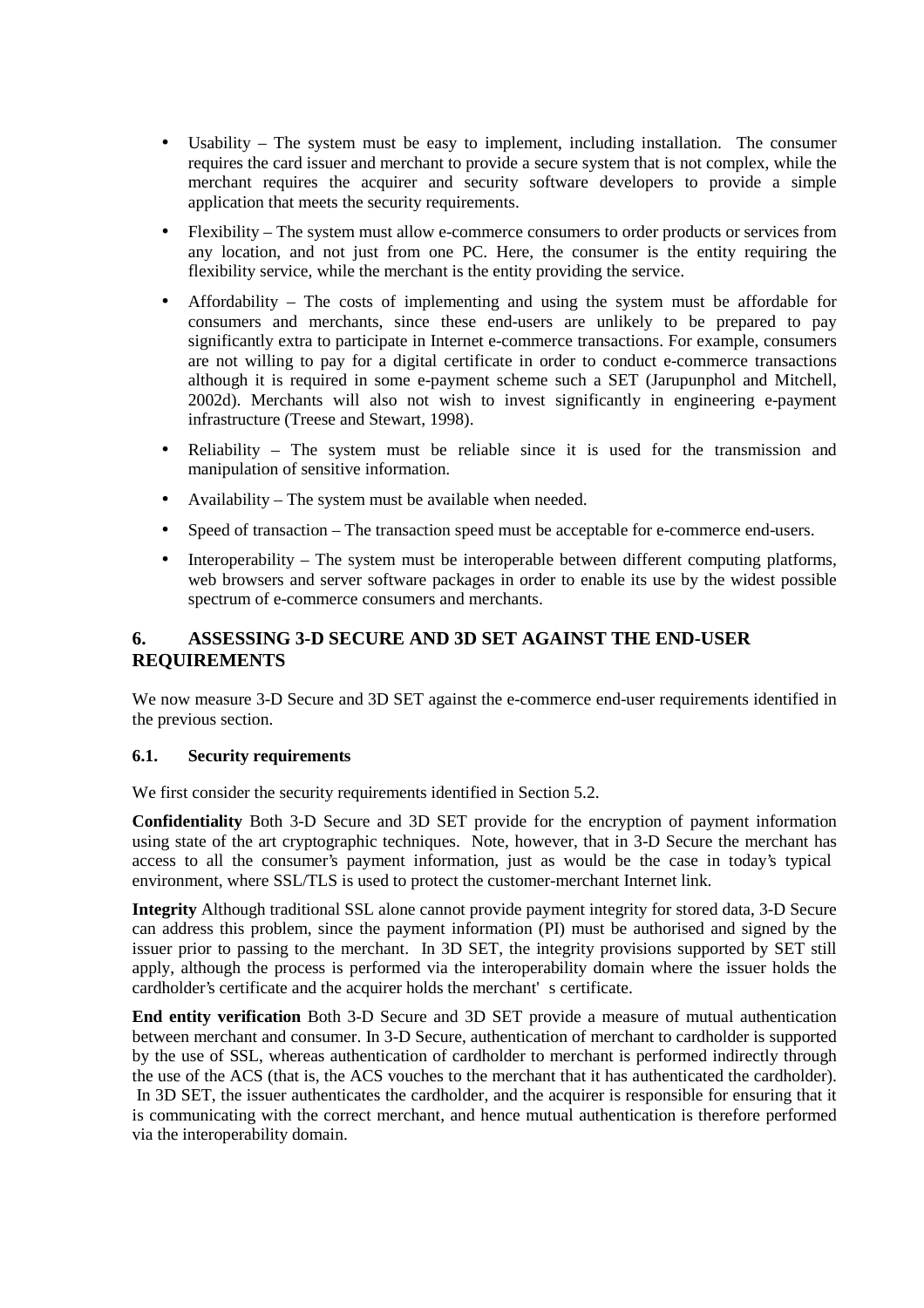- Usability – The system must be easy to implement, including installation. The consumer requires the card issuer and merchant to provide a secure system that is not complex, while the merchant requires the acquirer and security software developers to provide a simple application that meets the security requirements.
- Flexibility – The system must allow e-commerce consumers to order products or services from any location, and not just from one PC. Here, the consumer is the entity requiring the flexibility service, while the merchant is the entity providing the service.
- Affordability – The costs of implementing and using the system must be affordable for consumers and merchants, since these end-users are unlikely to be prepared to pay significantly extra to participate in Internet e-commerce transactions. For example, consumers are not willing to pay for a digital certificate in order to conduct e-commerce transactions although it is required in some e-payment scheme such a SET (Jarupunphol and Mitchell, 2002d). Merchants will also not wish to invest significantly in engineering e-payment infrastructure (Treese and Stewart, 1998).
- Reliability – The system must be reliable since it is used for the transmission and manipulation of sensitive information.
- Availability – The system must be available when needed.
- Speed of transaction – The transaction speed must be acceptable for e-commerce end-users.
- Interoperability – The system must be interoperable between different computing platforms, web browsers and server software packages in order to enable its use by the widest possible spectrum of e-commerce consumers and merchants.

## 6. ASSESSING 3-D SECURE AND 3D SET AGAINST THE END-USER REQUIREMENTS

We now measure 3-D Secure and 3D SET against the e-commerce end-user requirements identified in the previous section.

### 6.1. Security requirements

We first consider the security requirements identified in Section 5.2.

**Confidentiality** Both 3-D Secure and 3D SET provide for the encryption of payment information using state of the art cryptographic techniques. Note, however, that in 3-D Secure the merchant has access to all the consumer's payment information, just as would be the case in today's typical environment, where SSL/TLS is used to protect the customer-merchant Internet link.

**Integrity** Although traditional SSL alone cannot provide payment integrity for stored data, 3-D Secure can address this problem, since the payment information (PI) must be authorised and signed by the issuer prior to passing to the merchant. In 3D SET, the integrity provisions supported by SET still apply, although the process is performed via the interoperability domain where the issuer holds the cardholder's certificate and the acquirer holds the merchant's certificate.

**End entity verification** Both 3-D Secure and 3D SET provide a measure of mutual authentication between merchant and consumer. In 3-D Secure, authentication of merchant to cardholder is supported by the use of SSL, whereas authentication of cardholder to merchant is performed indirectly through the use of the ACS (that is, the ACS vouches to the merchant that it has authenticated the cardholder). In 3D SET, the issuer authenticates the cardholder, and the acquirer is responsible for ensuring that it is communicating with the correct merchant, and hence mutual authentication is therefore performed via the interoperability domain.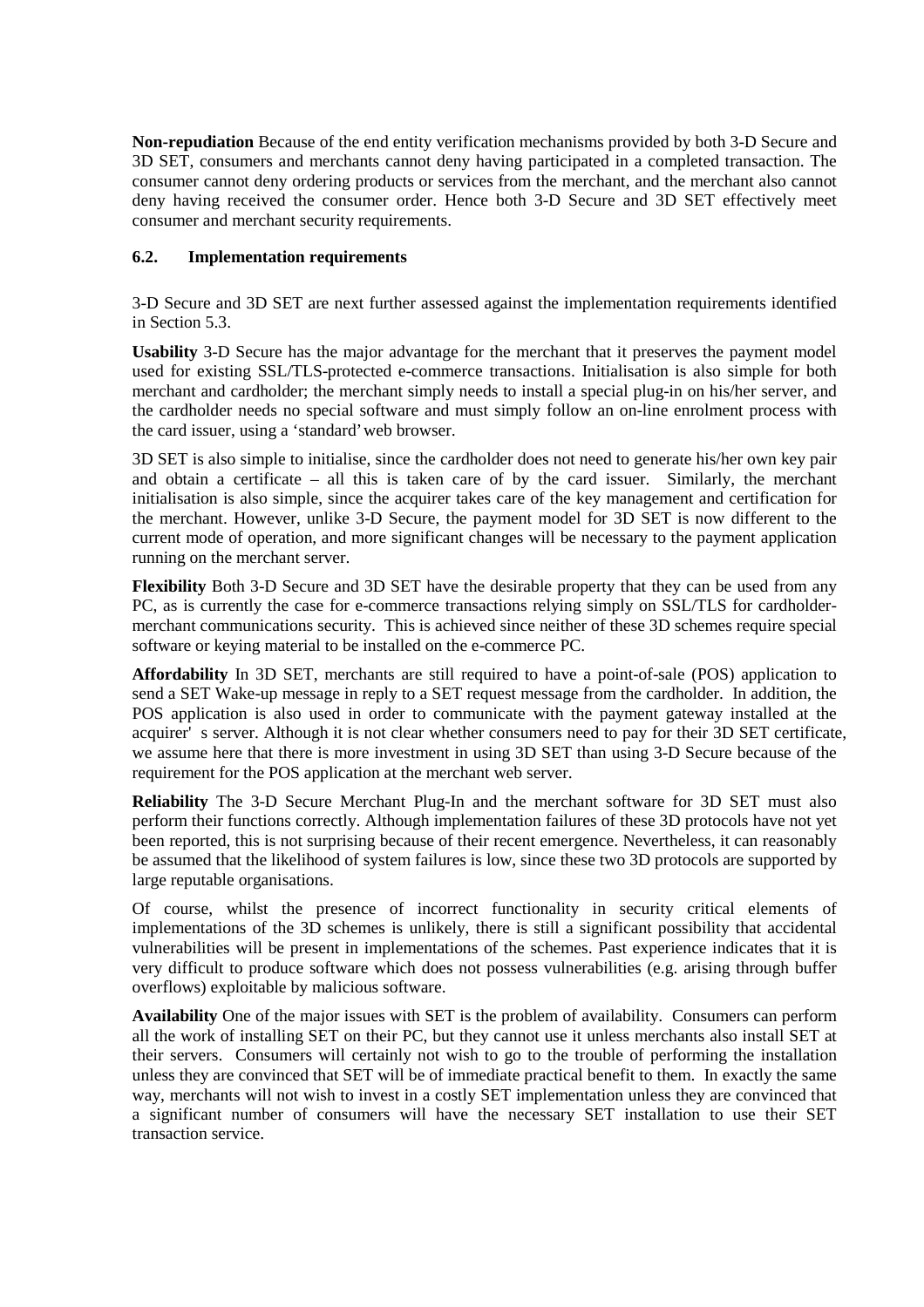**Non-repudiation** Because of the end entity verification mechanisms provided by both 3-D Secure and 3D SET, consumers and merchants cannot deny having participated in a completed transaction. The consumer cannot deny ordering products or services from the merchant, and the merchant also cannot deny having received the consumer order. Hence both 3-D Secure and 3D SET effectively meet consumer and merchant security requirements.

### 6.2. Implementation requirements

3-D Secure and 3D SET are next further assessed against the implementation requirements identified in Section 5.3.

**Usability** 3-D Secure has the major advantage for the merchant that it preserves the payment model used for existing SSL/TLS-protected e-commerce transactions. Initialisation is also simple for both merchant and cardholder; the merchant simply needs to install a special plug-in on his/her server, and the cardholder needs no special software and must simply follow an on-line enrolment process with the card issuer, using a 'standard' web browser.

3D SET is also simple to initialise, since the cardholder does not need to generate his/her own key pair and obtain a certificate – all this is taken care of by the card issuer. Similarly, the merchant initialisation is also simple, since the acquirer takes care of the key management and certification for the merchant. However, unlike 3-D Secure, the payment model for 3D SET is now different to the current mode of operation, and more significant changes will be necessary to the payment application running on the merchant server.

**Flexibility** Both 3-D Secure and 3D SET have the desirable property that they can be used from any PC, as is currently the case for e-commerce transactions relying simply on SSL/TLS for cardholder-merchant communications security. This is achieved since neither of these 3D schemes require special software or keying material to be installed on the e-commerce PC.

**Affordability** In 3D SET, merchants are still required to have a point-of-sale (POS) application to send a SET Wake-up message in reply to a SET request message from the cardholder. In addition, the POS application is also used in order to communicate with the payment gateway installed at the acquirer's server. Although it is not clear whether consumers need to pay for their 3D SET certificate, we assume here that there is more investment in using 3D SET than using 3-D Secure because of the requirement for the POS application at the merchant web server.

**Reliability** The 3-D Secure Merchant Plug-In and the merchant software for 3D SET must also perform their functions correctly. Although implementation failures of these 3D protocols have not yet been reported, this is not surprising because of their recent emergence. Nevertheless, it can reasonably be assumed that the likelihood of system failures is low, since these two 3D protocols are supported by large reputable organisations.

Of course, whilst the presence of incorrect functionality in security critical elements of implementations of the 3D schemes is unlikely, there is still a significant possibility that accidental vulnerabilities will be present in implementations of the schemes. Past experience indicates that it is very difficult to produce software which does not possess vulnerabilities (e.g. arising through buffer overflows) exploitable by malicious software.

**Availability** One of the major issues with SET is the problem of availability. Consumers can perform all the work of installing SET on their PC, but they cannot use it unless merchants also install SET at their servers. Consumers will certainly not wish to go to the trouble of performing the installation unless they are convinced that SET will be of immediate practical benefit to them. In exactly the same way, merchants will not wish to invest in a costly SET implementation unless they are convinced that a significant number of consumers will have the necessary SET installation to use their SET transaction service.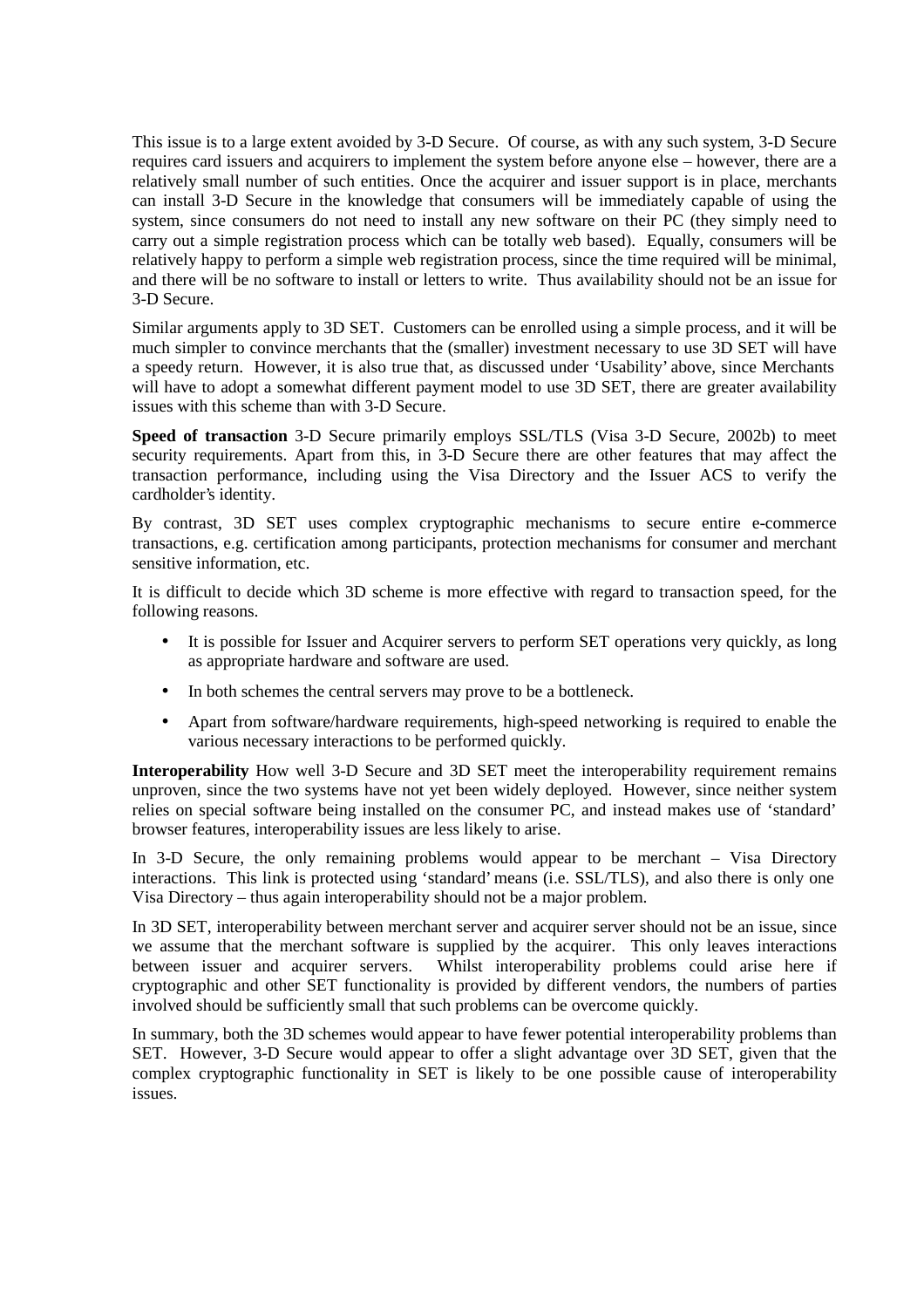This issue is to a large extent avoided by 3-D Secure. Of course, as with any such system, 3-D Secure requires card issuers and acquirers to implement the system before anyone else – however, there are a relatively small number of such entities. Once the acquirer and issuer support is in place, merchants can install 3-D Secure in the knowledge that consumers will be immediately capable of using the system, since consumers do not need to install any new software on their PC (they simply need to carry out a simple registration process which can be totally web based). Equally, consumers will be relatively happy to perform a simple web registration process, since the time required will be minimal, and there will be no software to install or letters to write. Thus availability should not be an issue for 3-D Secure.

Similar arguments apply to 3D SET. Customers can be enrolled using a simple process, and it will be much simpler to convince merchants that the (smaller) investment necessary to use 3D SET will have a speedy return. However, it is also true that, as discussed under 'Usability' above, since Merchants will have to adopt a somewhat different payment model to use 3D SET, there are greater availability issues with this scheme than with 3-D Secure.

**Speed of transaction** 3-D Secure primarily employs SSL/TLS (Visa 3-D Secure, 2002b) to meet security requirements. Apart from this, in 3-D Secure there are other features that may affect the transaction performance, including using the Visa Directory and the Issuer ACS to verify the cardholder's identity.

By contrast, 3D SET uses complex cryptographic mechanisms to secure entire e-commerce transactions, e.g. certification among participants, protection mechanisms for consumer and merchant sensitive information, etc.

It is difficult to decide which 3D scheme is more effective with regard to transaction speed, for the following reasons.

- It is possible for Issuer and Acquirer servers to perform SET operations very quickly, as long as appropriate hardware and software are used.
- In both schemes the central servers may prove to be a bottleneck.
- Apart from software/hardware requirements, high-speed networking is required to enable the various necessary interactions to be performed quickly.

**Interoperability** How well 3-D Secure and 3D SET meet the interoperability requirement remains unproven, since the two systems have not yet been widely deployed. However, since neither system relies on special software being installed on the consumer PC, and instead makes use of 'standard' browser features, interoperability issues are less likely to arise.

In 3-D Secure, the only remaining problems would appear to be merchant – Visa Directory interactions. This link is protected using 'standard' means (i.e. SSL/TLS), and also there is only one Visa Directory – thus again interoperability should not be a major problem.

In 3D SET, interoperability between merchant server and acquirer server should not be an issue, since we assume that the merchant software is supplied by the acquirer. This only leaves interactions between issuer and acquirer servers. Whilst interoperability problems could arise here if cryptographic and other SET functionality is provided by different vendors, the numbers of parties involved should be sufficiently small that such problems can be overcome quickly.

In summary, both the 3D schemes would appear to have fewer potential interoperability problems than SET. However, 3-D Secure would appear to offer a slight advantage over 3D SET, given that the complex cryptographic functionality in SET is likely to be one possible cause of interoperability issues.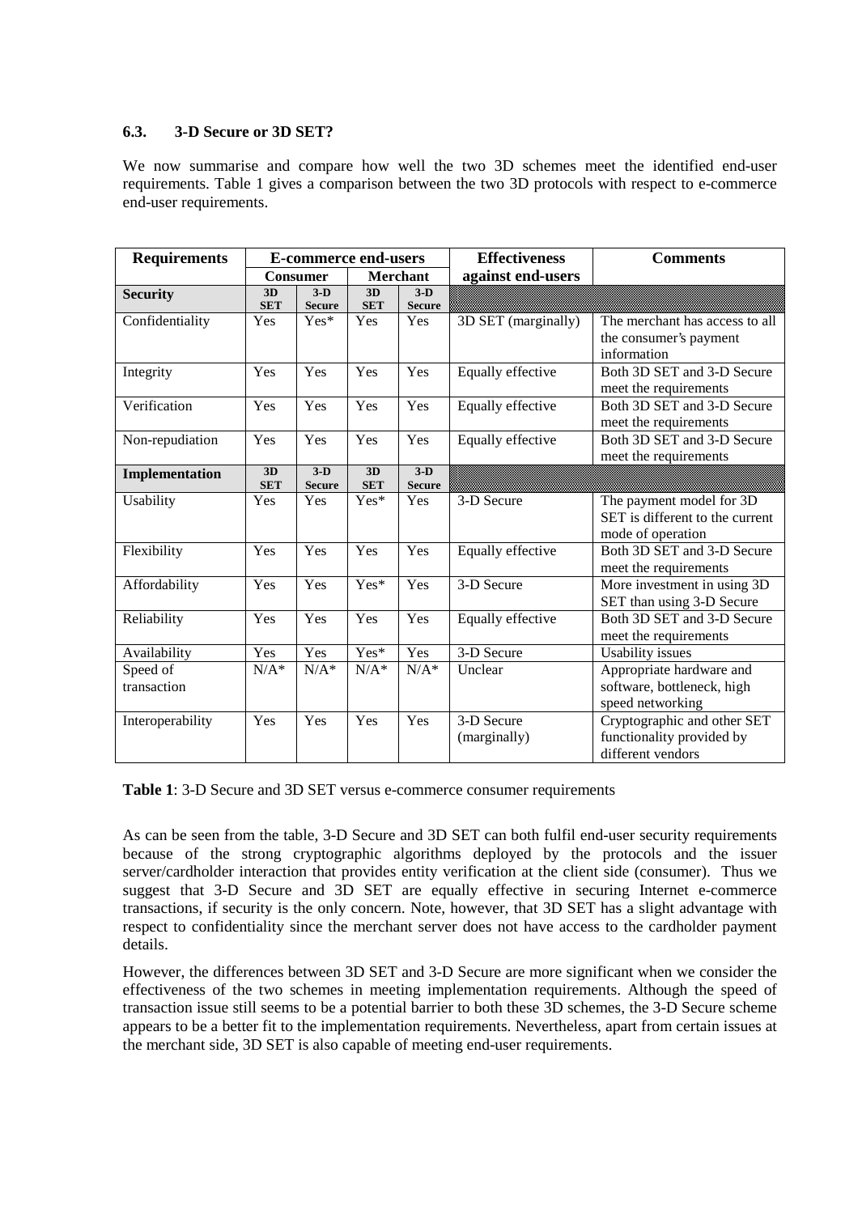### 6.3. 3-D Secure or 3D SET?

We now summarise and compare how well the two 3D schemes meet the identified end-user requirements. Table 1 gives a comparison between the two 3D protocols with respect to e-commerce end-user requirements.

| Requirements | E-commerce end-users | | | | Effectiveness against end-users | Comments |
|---|---|---|---|---|---|---|
| | Consumer | | Merchant | | | |
| **Security** | **3D SET** | **3-D Secure** | **3D SET** | **3-D Secure** | | |
| Confidentiality | Yes | Yes* | Yes | Yes | 3D SET (marginally) | The merchant has access to all the consumer's payment information |
| Integrity | Yes | Yes | Yes | Yes | Equally effective | Both 3D SET and 3-D Secure meet the requirements |
| Verification | Yes | Yes | Yes | Yes | Equally effective | Both 3D SET and 3-D Secure meet the requirements |
| Non-repudiation | Yes | Yes | Yes | Yes | Equally effective | Both 3D SET and 3-D Secure meet the requirements |
| **Implementation** | **3D SET** | **3-D Secure** | **3D SET** | **3-D Secure** | | |
| Usability | Yes | Yes | Yes* | Yes | 3-D Secure | The payment model for 3D SET is different to the current mode of operation |
| Flexibility | Yes | Yes | Yes | Yes | Equally effective | Both 3D SET and 3-D Secure meet the requirements |
| Affordability | Yes | Yes | Yes* | Yes | 3-D Secure | More investment in using 3D SET than using 3-D Secure |
| Reliability | Yes | Yes | Yes | Yes | Equally effective | Both 3D SET and 3-D Secure meet the requirements |
| Availability | Yes | Yes | Yes* | Yes | 3-D Secure | Usability issues |
| Speed of transaction | N/A* | N/A* | N/A* | N/A* | Unclear | Appropriate hardware and software, bottleneck, high speed networking |
| Interoperability | Yes | Yes | Yes | Yes | 3-D Secure (marginally) | Cryptographic and other SET functionality provided by different vendors |

**Table 1**: 3-D Secure and 3D SET versus e-commerce consumer requirements

As can be seen from the table, 3-D Secure and 3D SET can both fulfil end-user security requirements because of the strong cryptographic algorithms deployed by the protocols and the issuer server/cardholder interaction that provides entity verification at the client side (consumer). Thus we suggest that 3-D Secure and 3D SET are equally effective in securing Internet e-commerce transactions, if security is the only concern. Note, however, that 3D SET has a slight advantage with respect to confidentiality since the merchant server does not have access to the cardholder payment details.

However, the differences between 3D SET and 3-D Secure are more significant when we consider the effectiveness of the two schemes in meeting implementation requirements. Although the speed of transaction issue still seems to be a potential barrier to both these 3D schemes, the 3-D Secure scheme appears to be a better fit to the implementation requirements. Nevertheless, apart from certain issues at the merchant side, 3D SET is also capable of meeting end-user requirements.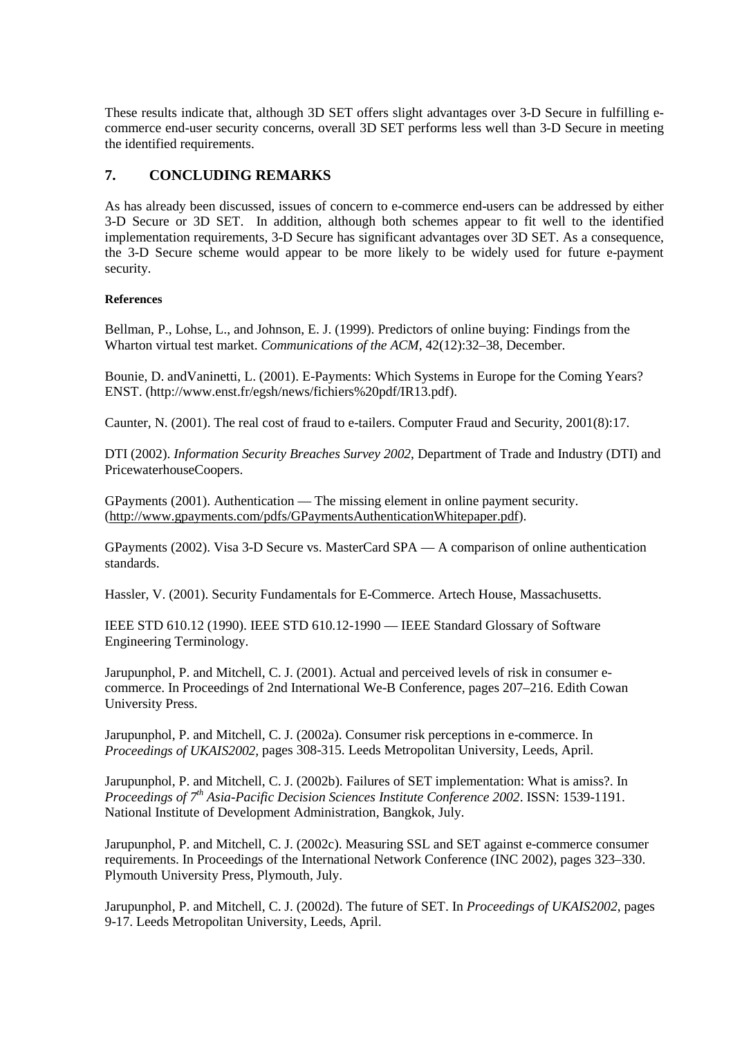These results indicate that, although 3D SET offers slight advantages over 3-D Secure in fulfilling e-commerce end-user security concerns, overall 3D SET performs less well than 3-D Secure in meeting the identified requirements.

## 7. CONCLUDING REMARKS

As has already been discussed, issues of concern to e-commerce end-users can be addressed by either 3-D Secure or 3D SET. In addition, although both schemes appear to fit well to the identified implementation requirements, 3-D Secure has significant advantages over 3D SET. As a consequence, the 3-D Secure scheme would appear to be more likely to be widely used for future e-payment security.

#### References

Bellman, P., Lohse, L., and Johnson, E. J. (1999). Predictors of online buying: Findings from the Wharton virtual test market. *Communications of the ACM*, 42(12):32–38, December.

Bounie, D. andVaninetti, L. (2001). E-Payments: Which Systems in Europe for the Coming Years? ENST. (http://www.enst.fr/egsh/news/fichiers%20pdf/IR13.pdf).

Caunter, N. (2001). The real cost of fraud to e-tailers. Computer Fraud and Security, 2001(8):17.

DTI (2002). *Information Security Breaches Survey 2002*, Department of Trade and Industry (DTI) and PricewaterhouseCoopers.

GPayments (2001). Authentication — The missing element in online payment security. (http://www.gpayments.com/pdfs/GPaymentsAuthenticationWhitepaper.pdf).

GPayments (2002). Visa 3-D Secure vs. MasterCard SPA — A comparison of online authentication standards.

Hassler, V. (2001). Security Fundamentals for E-Commerce. Artech House, Massachusetts.

IEEE STD 610.12 (1990). IEEE STD 610.12-1990 — IEEE Standard Glossary of Software Engineering Terminology.

Jarupunphol, P. and Mitchell, C. J. (2001). Actual and perceived levels of risk in consumer e-commerce. In Proceedings of 2nd International We-B Conference, pages 207–216. Edith Cowan University Press.

Jarupunphol, P. and Mitchell, C. J. (2002a). Consumer risk perceptions in e-commerce. In *Proceedings of UKAIS2002*, pages 308-315. Leeds Metropolitan University, Leeds, April.

Jarupunphol, P. and Mitchell, C. J. (2002b). Failures of SET implementation: What is amiss?. In *Proceedings of 7th Asia-Pacific Decision Sciences Institute Conference 2002*. ISSN: 1539-1191. National Institute of Development Administration, Bangkok, July.

Jarupunphol, P. and Mitchell, C. J. (2002c). Measuring SSL and SET against e-commerce consumer requirements. In Proceedings of the International Network Conference (INC 2002), pages 323–330. Plymouth University Press, Plymouth, July.

Jarupunphol, P. and Mitchell, C. J. (2002d). The future of SET. In *Proceedings of UKAIS2002*, pages 9-17. Leeds Metropolitan University, Leeds, April.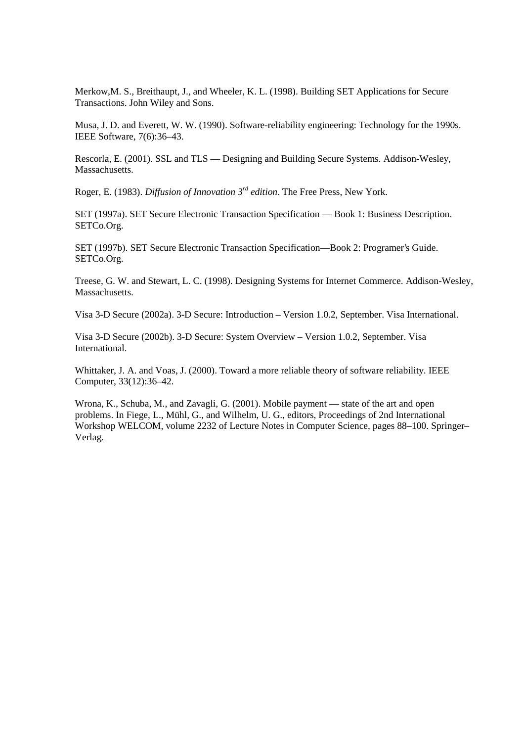Merkow,M. S., Breithaupt, J., and Wheeler, K. L. (1998). Building SET Applications for Secure Transactions. John Wiley and Sons.

Musa, J. D. and Everett, W. W. (1990). Software-reliability engineering: Technology for the 1990s. IEEE Software, 7(6):36–43.

Rescorla, E. (2001). SSL and TLS — Designing and Building Secure Systems. Addison-Wesley, Massachusetts.

Roger, E. (1983). *Diffusion of Innovation 3rd edition*. The Free Press, New York.

SET (1997a). SET Secure Electronic Transaction Specification — Book 1: Business Description. SETCo.Org.

SET (1997b). SET Secure Electronic Transaction Specification—Book 2: Programer's Guide. SETCo.Org.

Treese, G. W. and Stewart, L. C. (1998). Designing Systems for Internet Commerce. Addison-Wesley, Massachusetts.

Visa 3-D Secure (2002a). 3-D Secure: Introduction – Version 1.0.2, September. Visa International.

Visa 3-D Secure (2002b). 3-D Secure: System Overview – Version 1.0.2, September. Visa International.

Whittaker, J. A. and Voas, J. (2000). Toward a more reliable theory of software reliability. IEEE Computer, 33(12):36–42.

Wrona, K., Schuba, M., and Zavagli, G. (2001). Mobile payment — state of the art and open problems. In Fiege, L., Mühl, G., and Wilhelm, U. G., editors, Proceedings of 2nd International Workshop WELCOM, volume 2232 of Lecture Notes in Computer Science, pages 88–100. Springer–Verlag.